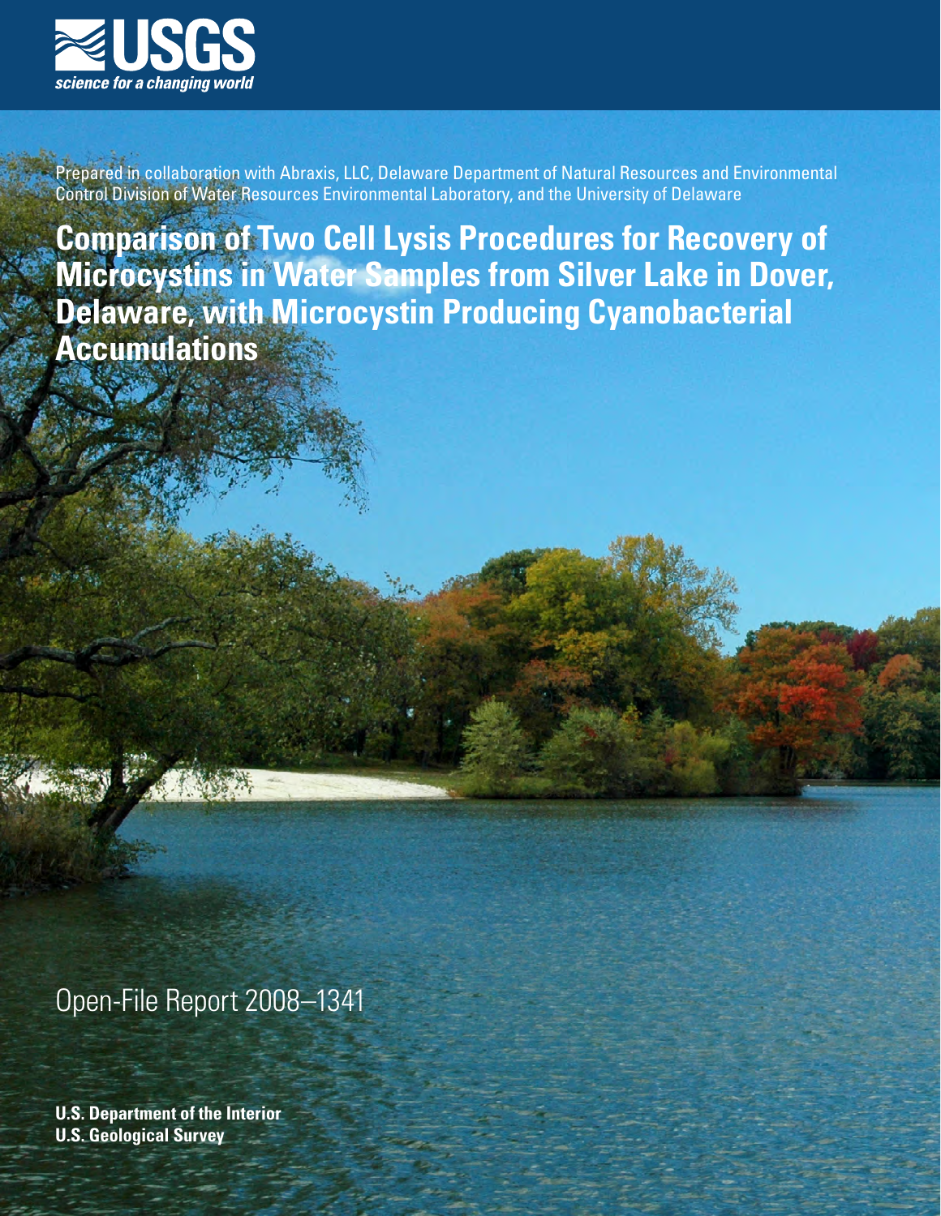USGS

science for a changing world

Prepared in collaboration with Abraxis, LLC, Delaware Department of Natural Resources and Environmental Control Division of Water Resources Environmental Laboratory, and the University of Delaware

# Comparison of Two Cell Lysis Procedures for Recovery of Microcystins in Water Samples from Silver Lake in Dover, Delaware, with Microcystin Producing Cyanobacterial Accumulations

Open-File Report 2008–1341

**U.S. Department of the Interior**
**U.S. Geological Survey**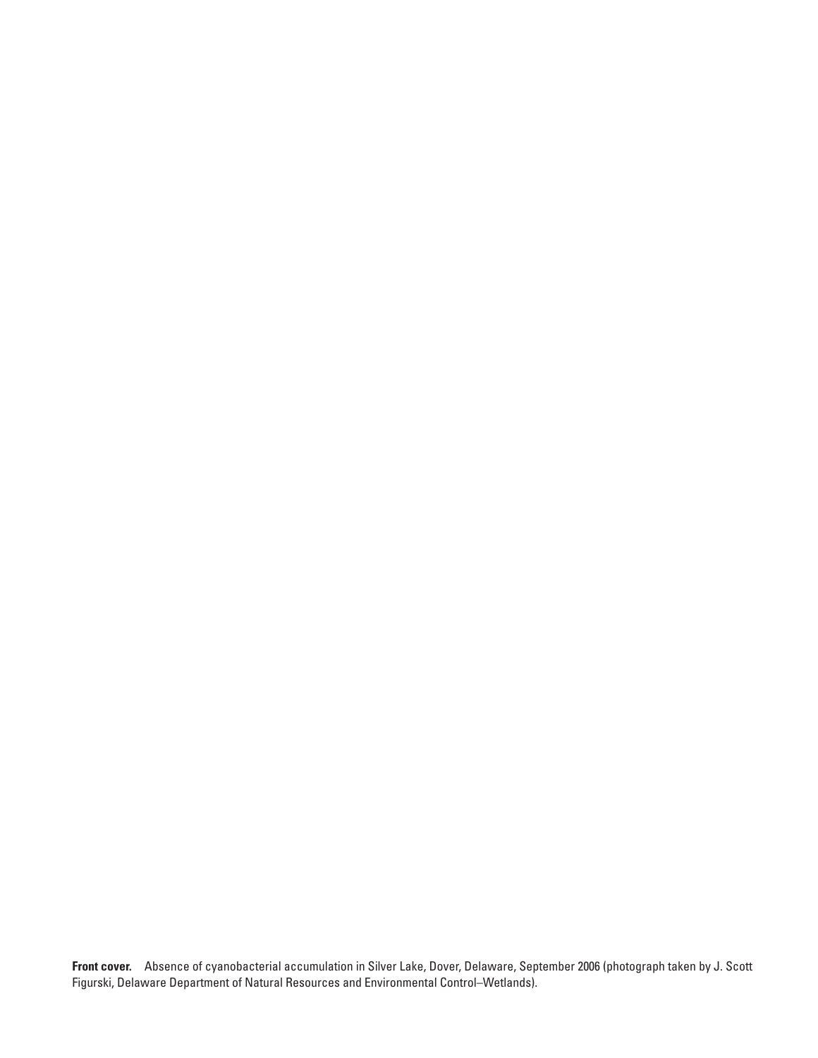**Front cover.** Absence of cyanobacterial accumulation in Silver Lake, Dover, Delaware, September 2006 (photograph taken by J. Scott Figurski, Delaware Department of Natural Resources and Environmental Control–Wetlands).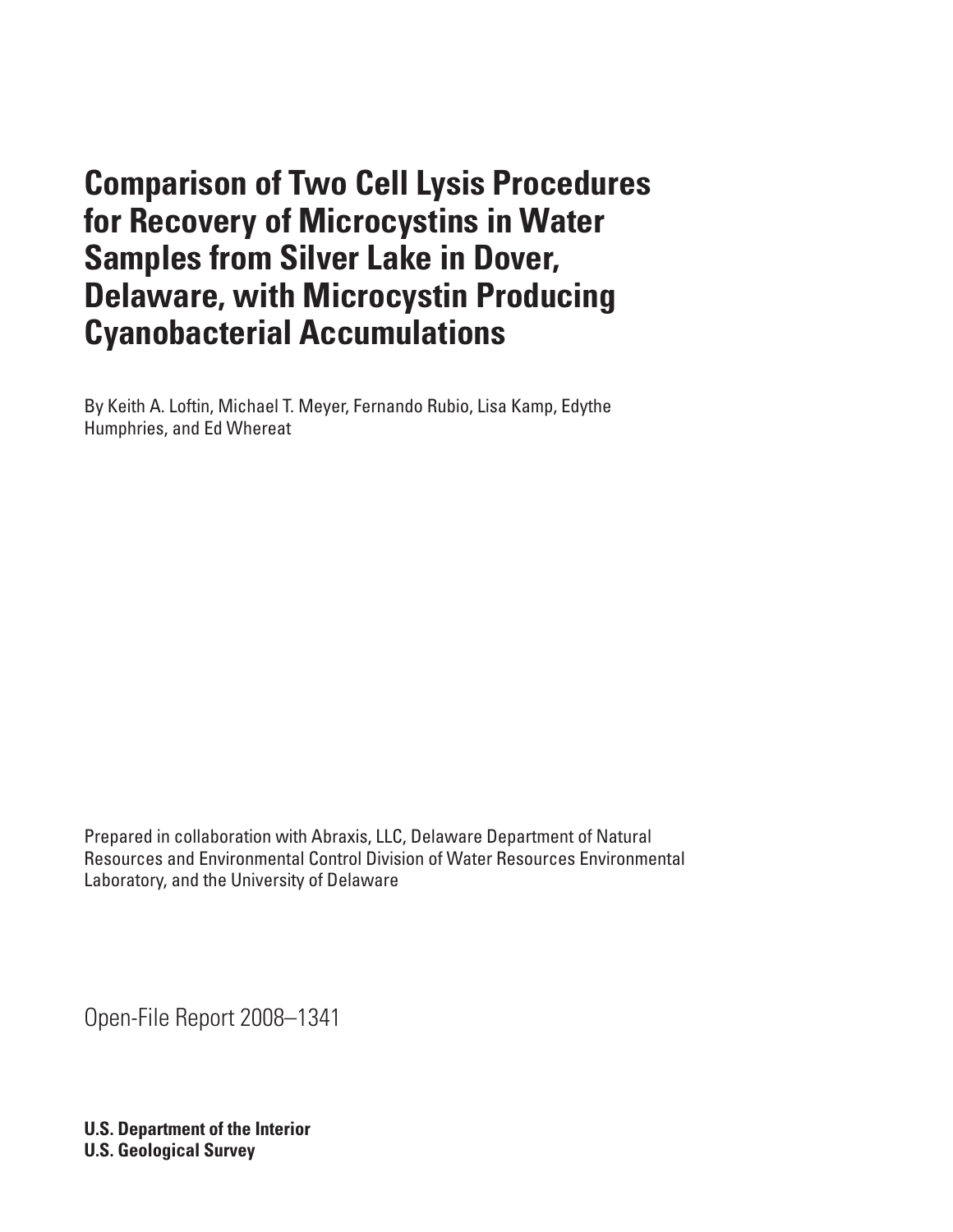# Comparison of Two Cell Lysis Procedures for Recovery of Microcystins in Water Samples from Silver Lake in Dover, Delaware, with Microcystin Producing Cyanobacterial Accumulations

By Keith A. Loftin, Michael T. Meyer, Fernando Rubio, Lisa Kamp, Edythe Humphries, and Ed Whereat

Prepared in collaboration with Abraxis, LLC, Delaware Department of Natural Resources and Environmental Control Division of Water Resources Environmental Laboratory, and the University of Delaware

Open-File Report 2008–1341

**U.S. Department of the Interior**
**U.S. Geological Survey**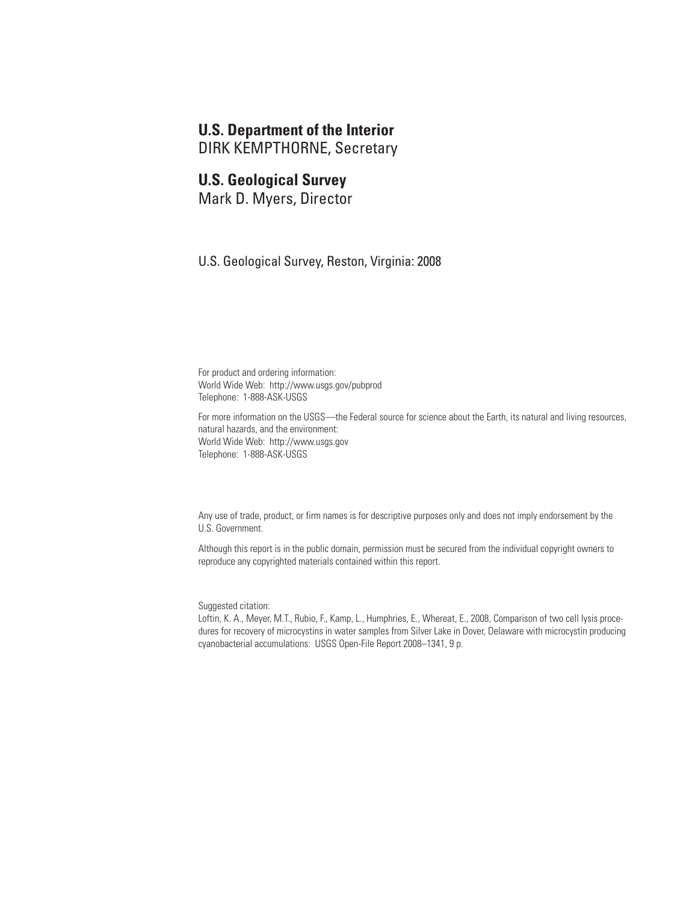**U.S. Department of the Interior**
DIRK KEMPTHORNE, Secretary

**U.S. Geological Survey**
Mark D. Myers, Director

U.S. Geological Survey, Reston, Virginia: 2008

For product and ordering information:
World Wide Web: http://www.usgs.gov/pubprod
Telephone: 1-888-ASK-USGS

For more information on the USGS—the Federal source for science about the Earth, its natural and living resources, natural hazards, and the environment:
World Wide Web: http://www.usgs.gov
Telephone: 1-888-ASK-USGS

Any use of trade, product, or firm names is for descriptive purposes only and does not imply endorsement by the U.S. Government.

Although this report is in the public domain, permission must be secured from the individual copyright owners to reproduce any copyrighted materials contained within this report.

Suggested citation:
Loftin, K. A., Meyer, M.T., Rubio, F., Kamp, L., Humphries, E., Whereat, E., 2008, Comparison of two cell lysis procedures for recovery of microcystins in water samples from Silver Lake in Dover, Delaware with microcystin producing cyanobacterial accumulations: USGS Open-File Report 2008–1341, 9 p.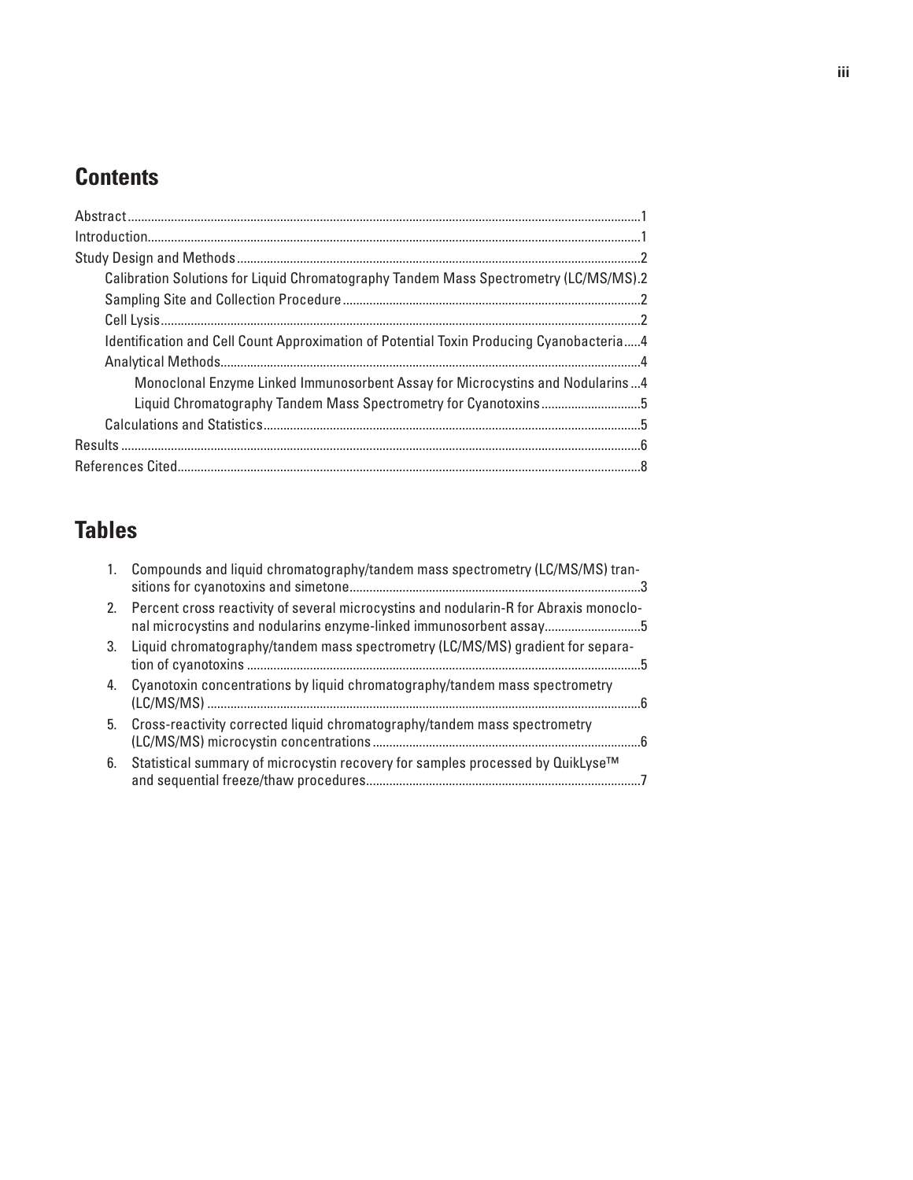## Contents

Abstract.........1
Introduction.........1
Study Design and Methods.........2
- Calibration Solutions for Liquid Chromatography Tandem Mass Spectrometry (LC/MS/MS).2
- Sampling Site and Collection Procedure.........2
- Cell Lysis.........2
- Identification and Cell Count Approximation of Potential Toxin Producing Cyanobacteria.....4
- Analytical Methods.........4
  - Monoclonal Enzyme Linked Immunosorbent Assay for Microcystins and Nodularins...4
  - Liquid Chromatography Tandem Mass Spectrometry for Cyanotoxins.........5
- Calculations and Statistics.........5

Results.........6
References Cited.........8

## Tables

1. Compounds and liquid chromatography/tandem mass spectrometry (LC/MS/MS) transitions for cyanotoxins and simetone.........3
2. Percent cross reactivity of several microcystins and nodularin-R for Abraxis monoclonal microcystins and nodularins enzyme-linked immunosorbent assay.........5
3. Liquid chromatography/tandem mass spectrometry (LC/MS/MS) gradient for separation of cyanotoxins.........5
4. Cyanotoxin concentrations by liquid chromatography/tandem mass spectrometry (LC/MS/MS).........6
5. Cross-reactivity corrected liquid chromatography/tandem mass spectrometry (LC/MS/MS) microcystin concentrations.........6
6. Statistical summary of microcystin recovery for samples processed by QuikLyse™ and sequential freeze/thaw procedures.........7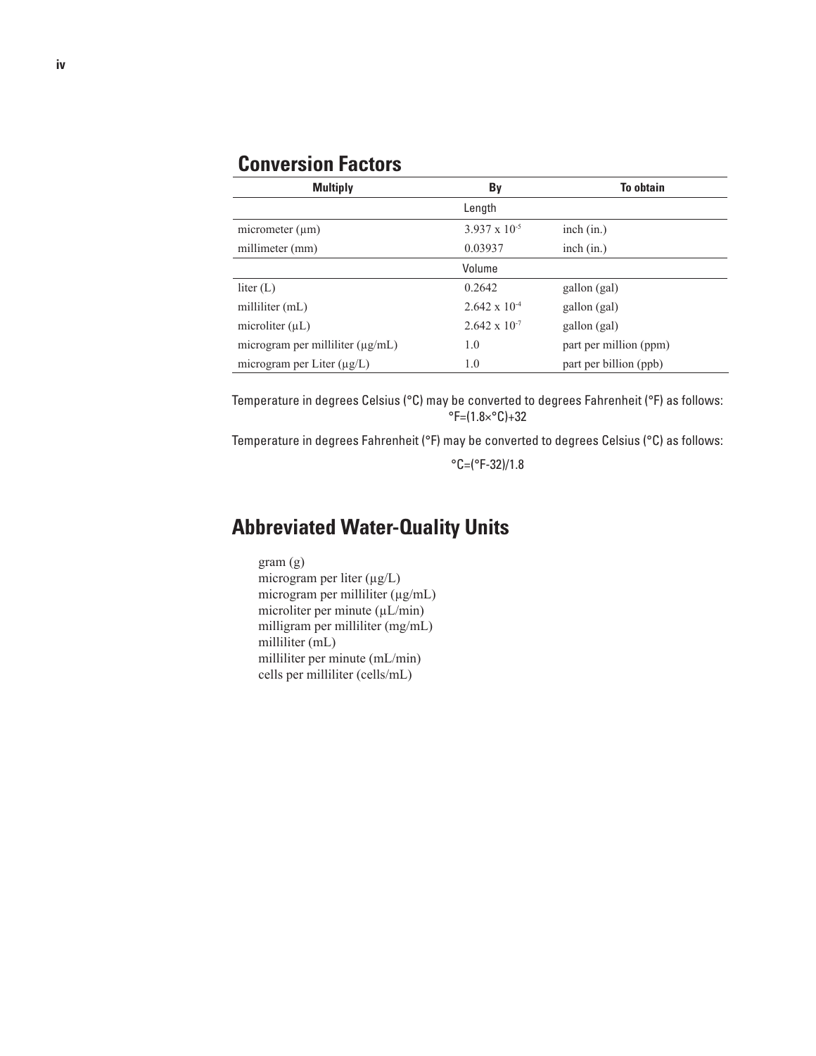## Conversion Factors

| Multiply | By | To obtain |
|---|---|---|
| | Length | |
| micrometer (µm) | $3.937 \times 10^{-5}$ | inch (in.) |
| millimeter (mm) | 0.03937 | inch (in.) |
| | Volume | |
| liter (L) | 0.2642 | gallon (gal) |
| milliliter (mL) | $2.642 \times 10^{-4}$ | gallon (gal) |
| microliter (µL) | $2.642 \times 10^{-7}$ | gallon (gal) |
| microgram per milliliter (µg/mL) | 1.0 | part per million (ppm) |
| microgram per Liter (µg/L) | 1.0 | part per billion (ppb) |

Temperature in degrees Celsius (°C) may be converted to degrees Fahrenheit (°F) as follows:

$$°F=(1.8\times°C)+32$$

Temperature in degrees Fahrenheit (°F) may be converted to degrees Celsius (°C) as follows:

$$°C=(°F-32)/1.8$$

## Abbreviated Water-Quality Units

gram (g)
microgram per liter (µg/L)
microgram per milliliter (µg/mL)
microliter per minute (µL/min)
milligram per milliliter (mg/mL)
milliliter (mL)
milliliter per minute (mL/min)
cells per milliliter (cells/mL)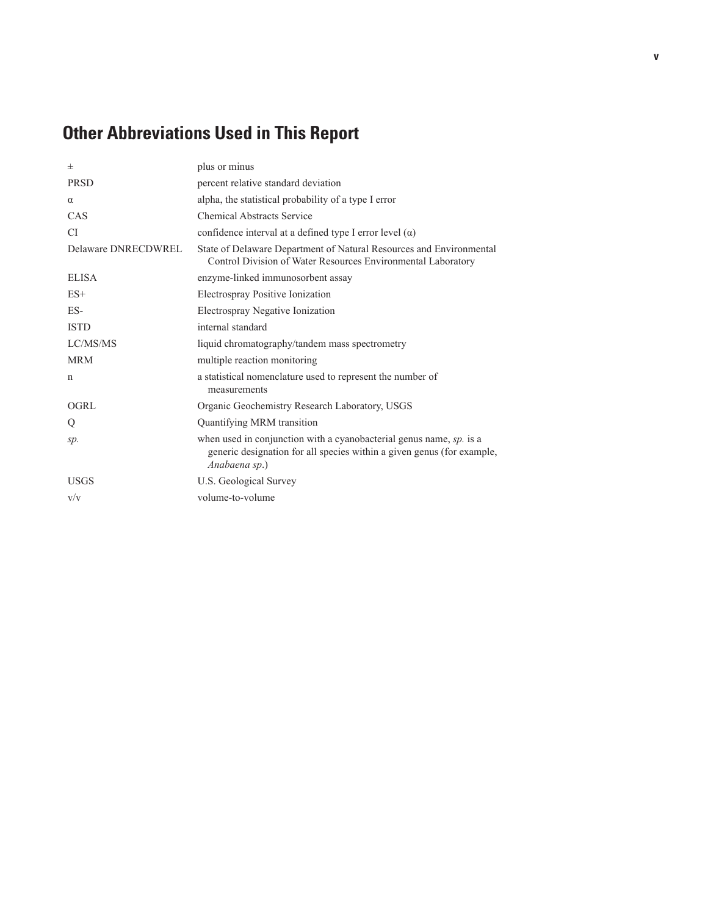## Other Abbreviations Used in This Report

| | |
|---|---|
| ± | plus or minus |
| PRSD | percent relative standard deviation |
| α | alpha, the statistical probability of a type I error |
| CAS | Chemical Abstracts Service |
| CI | confidence interval at a defined type I error level (α) |
| Delaware DNRECDWREL | State of Delaware Department of Natural Resources and Environmental Control Division of Water Resources Environmental Laboratory |
| ELISA | enzyme-linked immunosorbent assay |
| ES+ | Electrospray Positive Ionization |
| ES- | Electrospray Negative Ionization |
| ISTD | internal standard |
| LC/MS/MS | liquid chromatography/tandem mass spectrometry |
| MRM | multiple reaction monitoring |
| n | a statistical nomenclature used to represent the number of measurements |
| OGRL | Organic Geochemistry Research Laboratory, USGS |
| Q | Quantifying MRM transition |
| *sp.* | when used in conjunction with a cyanobacterial genus name, *sp.* is a generic designation for all species within a given genus (for example, *Anabaena sp*.) |
| USGS | U.S. Geological Survey |
| v/v | volume-to-volume |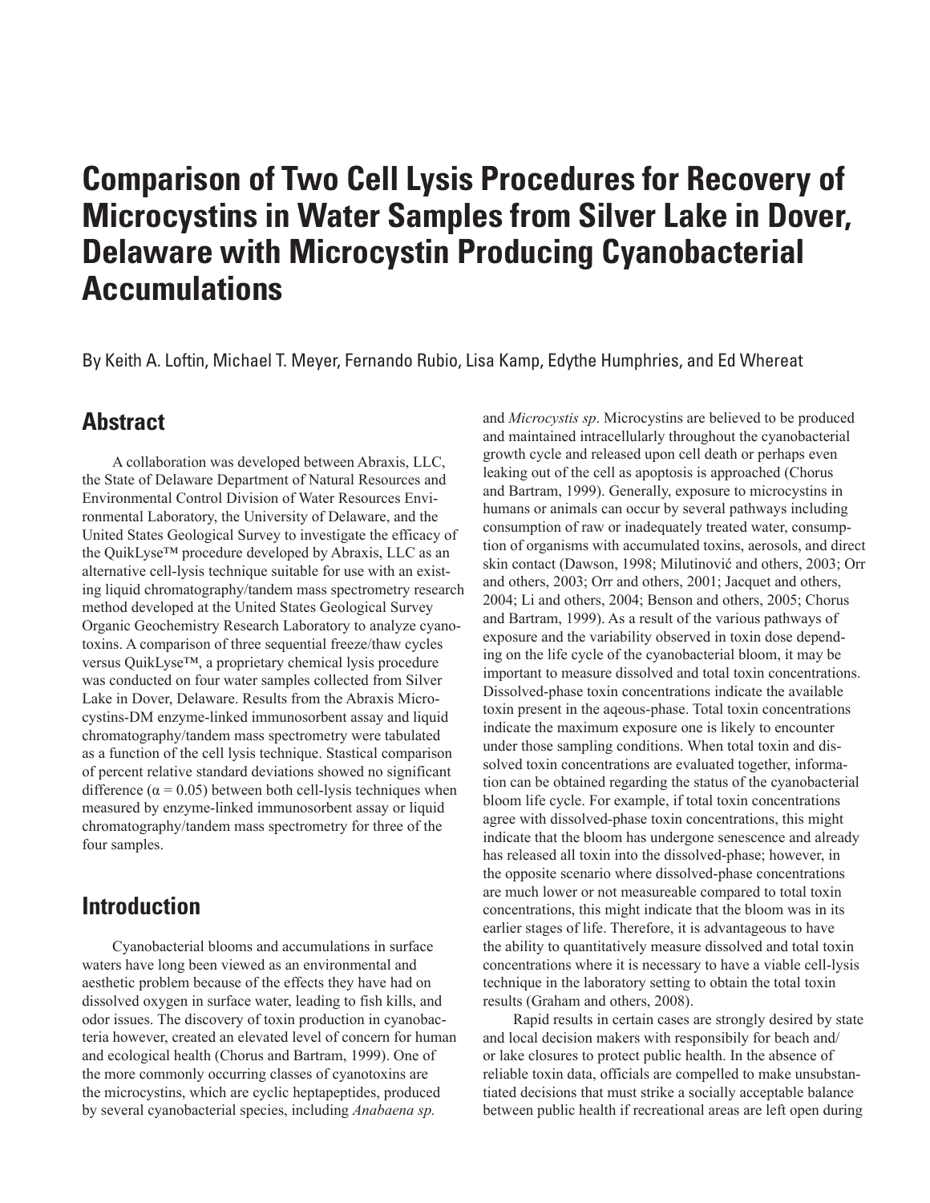# Comparison of Two Cell Lysis Procedures for Recovery of Microcystins in Water Samples from Silver Lake in Dover, Delaware with Microcystin Producing Cyanobacterial Accumulations

By Keith A. Loftin, Michael T. Meyer, Fernando Rubio, Lisa Kamp, Edythe Humphries, and Ed Whereat

## Abstract

A collaboration was developed between Abraxis, LLC, the State of Delaware Department of Natural Resources and Environmental Control Division of Water Resources Environmental Laboratory, the University of Delaware, and the United States Geological Survey to investigate the efficacy of the QuikLyse™ procedure developed by Abraxis, LLC as an alternative cell-lysis technique suitable for use with an existing liquid chromatography/tandem mass spectrometry research method developed at the United States Geological Survey Organic Geochemistry Research Laboratory to analyze cyanotoxins. A comparison of three sequential freeze/thaw cycles versus QuikLyse™, a proprietary chemical lysis procedure was conducted on four water samples collected from Silver Lake in Dover, Delaware. Results from the Abraxis Microcystins-DM enzyme-linked immunosorbent assay and liquid chromatography/tandem mass spectrometry were tabulated as a function of the cell lysis technique. Stastical comparison of percent relative standard deviations showed no significant difference ($\alpha = 0.05$) between both cell-lysis techniques when measured by enzyme-linked immunosorbent assay or liquid chromatography/tandem mass spectrometry for three of the four samples.

## Introduction

Cyanobacterial blooms and accumulations in surface waters have long been viewed as an environmental and aesthetic problem because of the effects they have had on dissolved oxygen in surface water, leading to fish kills, and odor issues. The discovery of toxin production in cyanobacteria however, created an elevated level of concern for human and ecological health (Chorus and Bartram, 1999). One of the more commonly occurring classes of cyanotoxins are the microcystins, which are cyclic heptapeptides, produced by several cyanobacterial species, including *Anabaena sp.* and *Microcystis sp*. Microcystins are believed to be produced and maintained intracellularly throughout the cyanobacterial growth cycle and released upon cell death or perhaps even leaking out of the cell as apoptosis is approached (Chorus and Bartram, 1999). Generally, exposure to microcystins in humans or animals can occur by several pathways including consumption of raw or inadequately treated water, consumption of organisms with accumulated toxins, aerosols, and direct skin contact (Dawson, 1998; Milutinović and others, 2003; Orr and others, 2003; Orr and others, 2001; Jacquet and others, 2004; Li and others, 2004; Benson and others, 2005; Chorus and Bartram, 1999). As a result of the various pathways of exposure and the variability observed in toxin dose depending on the life cycle of the cyanobacterial bloom, it may be important to measure dissolved and total toxin concentrations. Dissolved-phase toxin concentrations indicate the available toxin present in the aqeous-phase. Total toxin concentrations indicate the maximum exposure one is likely to encounter under those sampling conditions. When total toxin and dissolved toxin concentrations are evaluated together, information can be obtained regarding the status of the cyanobacterial bloom life cycle. For example, if total toxin concentrations agree with dissolved-phase toxin concentrations, this might indicate that the bloom has undergone senescence and already has released all toxin into the dissolved-phase; however, in the opposite scenario where dissolved-phase concentrations are much lower or not measureable compared to total toxin concentrations, this might indicate that the bloom was in its earlier stages of life. Therefore, it is advantageous to have the ability to quantitatively measure dissolved and total toxin concentrations where it is necessary to have a viable cell-lysis technique in the laboratory setting to obtain the total toxin results (Graham and others, 2008).

Rapid results in certain cases are strongly desired by state and local decision makers with responsibily for beach and/or lake closures to protect public health. In the absence of reliable toxin data, officials are compelled to make unsubstantiated decisions that must strike a socially acceptable balance between public health if recreational areas are left open during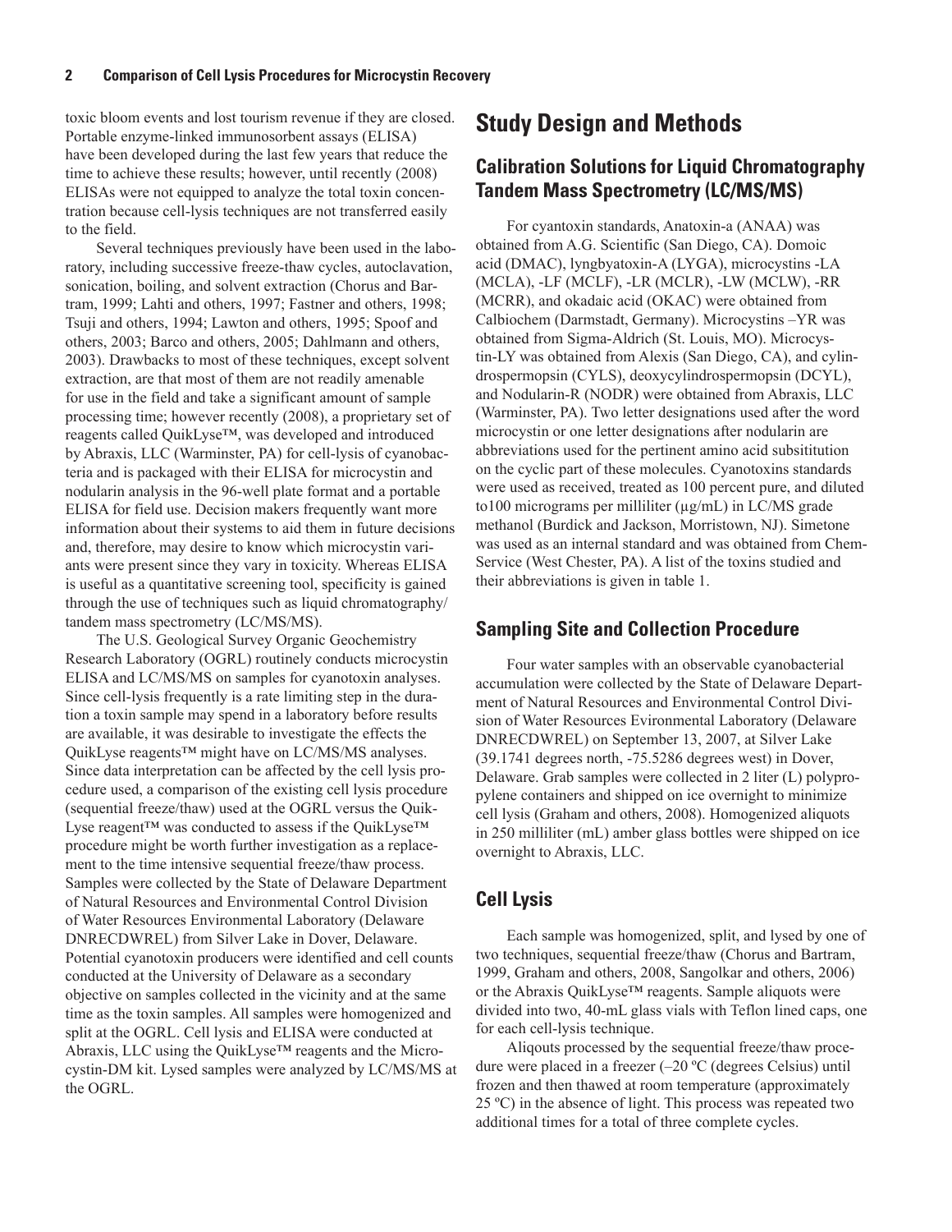toxic bloom events and lost tourism revenue if they are closed. Portable enzyme-linked immunosorbent assays (ELISA) have been developed during the last few years that reduce the time to achieve these results; however, until recently (2008) ELISAs were not equipped to analyze the total toxin concentration because cell-lysis techniques are not transferred easily to the field.

Several techniques previously have been used in the laboratory, including successive freeze-thaw cycles, autoclavation, sonication, boiling, and solvent extraction (Chorus and Bartram, 1999; Lahti and others, 1997; Fastner and others, 1998; Tsuji and others, 1994; Lawton and others, 1995; Spoof and others, 2003; Barco and others, 2005; Dahlmann and others, 2003). Drawbacks to most of these techniques, except solvent extraction, are that most of them are not readily amenable for use in the field and take a significant amount of sample processing time; however recently (2008), a proprietary set of reagents called QuikLyse™, was developed and introduced by Abraxis, LLC (Warminster, PA) for cell-lysis of cyanobacteria and is packaged with their ELISA for microcystin and nodularin analysis in the 96-well plate format and a portable ELISA for field use. Decision makers frequently want more information about their systems to aid them in future decisions and, therefore, may desire to know which microcystin variants were present since they vary in toxicity. Whereas ELISA is useful as a quantitative screening tool, specificity is gained through the use of techniques such as liquid chromatography/tandem mass spectrometry (LC/MS/MS).

The U.S. Geological Survey Organic Geochemistry Research Laboratory (OGRL) routinely conducts microcystin ELISA and LC/MS/MS on samples for cyanotoxin analyses. Since cell-lysis frequently is a rate limiting step in the duration a toxin sample may spend in a laboratory before results are available, it was desirable to investigate the effects the QuikLyse reagents™ might have on LC/MS/MS analyses. Since data interpretation can be affected by the cell lysis procedure used, a comparison of the existing cell lysis procedure (sequential freeze/thaw) used at the OGRL versus the QuikLyse reagent™ was conducted to assess if the QuikLyse™ procedure might be worth further investigation as a replacement to the time intensive sequential freeze/thaw process. Samples were collected by the State of Delaware Department of Natural Resources and Environmental Control Division of Water Resources Environmental Laboratory (Delaware DNRECDWREL) from Silver Lake in Dover, Delaware. Potential cyanotoxin producers were identified and cell counts conducted at the University of Delaware as a secondary objective on samples collected in the vicinity and at the same time as the toxin samples. All samples were homogenized and split at the OGRL. Cell lysis and ELISA were conducted at Abraxis, LLC using the QuikLyse™ reagents and the Microcystin-DM kit. Lysed samples were analyzed by LC/MS/MS at the OGRL.

# Study Design and Methods

## Calibration Solutions for Liquid Chromatography Tandem Mass Spectrometry (LC/MS/MS)

For cyantoxin standards, Anatoxin-a (ANAA) was obtained from A.G. Scientific (San Diego, CA). Domoic acid (DMAC), lyngbyatoxin-A (LYGA), microcystins -LA (MCLA), -LF (MCLF), -LR (MCLR), -LW (MCLW), -RR (MCRR), and okadaic acid (OKAC) were obtained from Calbiochem (Darmstadt, Germany). Microcystins –YR was obtained from Sigma-Aldrich (St. Louis, MO). Microcystin-LY was obtained from Alexis (San Diego, CA), and cylindrospermopsin (CYLS), deoxycylindrospermopsin (DCYL), and Nodularin-R (NODR) were obtained from Abraxis, LLC (Warminster, PA). Two letter designations used after the word microcystin or one letter designations after nodularin are abbreviations used for the pertinent amino acid subsititution on the cyclic part of these molecules. Cyanotoxins standards were used as received, treated as 100 percent pure, and diluted to100 micrograms per milliliter (µg/mL) in LC/MS grade methanol (Burdick and Jackson, Morristown, NJ). Simetone was used as an internal standard and was obtained from ChemService (West Chester, PA). A list of the toxins studied and their abbreviations is given in table 1.

## Sampling Site and Collection Procedure

Four water samples with an observable cyanobacterial accumulation were collected by the State of Delaware Department of Natural Resources and Environmental Control Division of Water Resources Evironmental Laboratory (Delaware DNRECDWREL) on September 13, 2007, at Silver Lake (39.1741 degrees north, -75.5286 degrees west) in Dover, Delaware. Grab samples were collected in 2 liter (L) polypropylene containers and shipped on ice overnight to minimize cell lysis (Graham and others, 2008). Homogenized aliquots in 250 milliliter (mL) amber glass bottles were shipped on ice overnight to Abraxis, LLC.

## Cell Lysis

Each sample was homogenized, split, and lysed by one of two techniques, sequential freeze/thaw (Chorus and Bartram, 1999, Graham and others, 2008, Sangolkar and others, 2006) or the Abraxis QuikLyse™ reagents. Sample aliquots were divided into two, 40-mL glass vials with Teflon lined caps, one for each cell-lysis technique.

Aliqouts processed by the sequential freeze/thaw procedure were placed in a freezer (–20 ºC (degrees Celsius) until frozen and then thawed at room temperature (approximately 25 ºC) in the absence of light. This process was repeated two additional times for a total of three complete cycles.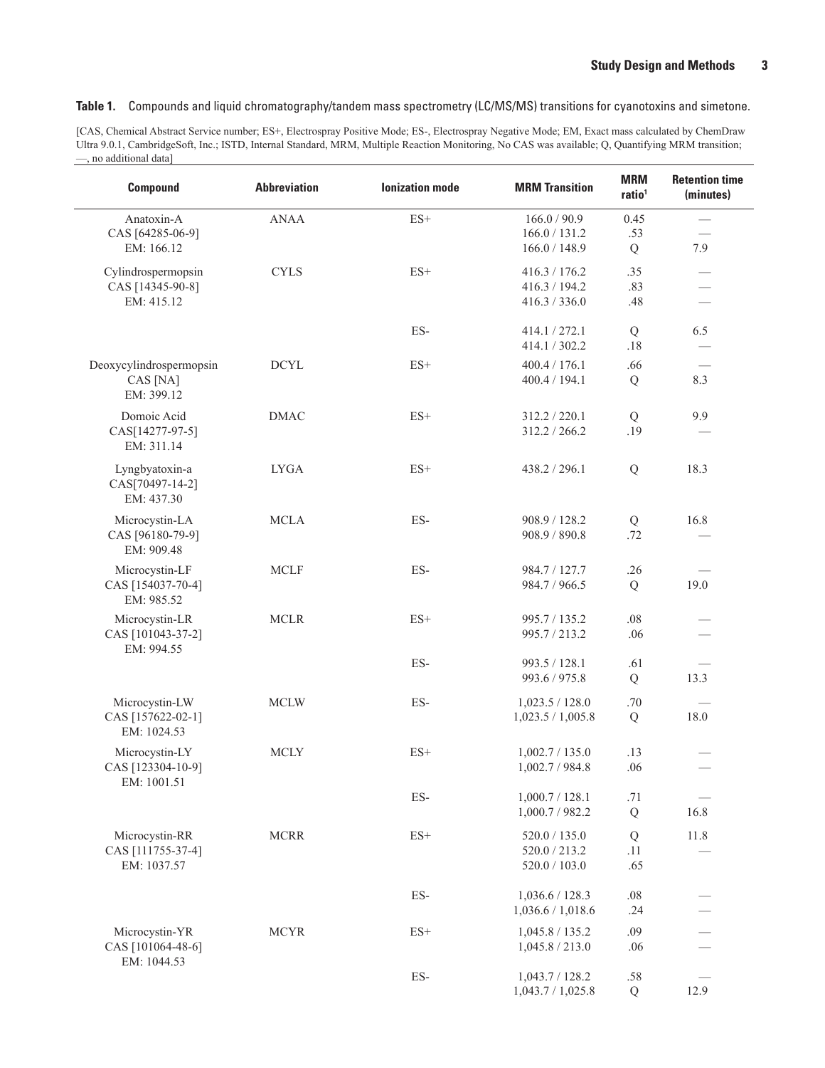**Table 1.** Compounds and liquid chromatography/tandem mass spectrometry (LC/MS/MS) transitions for cyanotoxins and simetone.

[CAS, Chemical Abstract Service number; ES+, Electrospray Positive Mode; ES-, Electrospray Negative Mode; EM, Exact mass calculated by ChemDraw Ultra 9.0.1, CambridgeSoft, Inc.; ISTD, Internal Standard, MRM, Multiple Reaction Monitoring, No CAS was available; Q, Quantifying MRM transition; —, no additional data]

| Compound | Abbreviation | Ionization mode | MRM Transition | MRM ratio[1] | Retention time (minutes) |
|---|---|---|---|---|---|
| Anatoxin-A<br>CAS [64285-06-9]<br>EM: 166.12 | ANAA | ES+ | 166.0 / 90.9<br>166.0 / 131.2<br>166.0 / 148.9 | 0.45<br>.53<br>Q | —<br>—<br>7.9 |
| Cylindrospermopsin<br>CAS [14345-90-8]<br>EM: 415.12 | CYLS | ES+ | 416.3 / 176.2<br>416.3 / 194.2<br>416.3 / 336.0 | .35<br>.83<br>.48 | —<br>—<br>— |
| | | ES- | 414.1 / 272.1<br>414.1 / 302.2 | Q<br>.18 | 6.5<br>— |
| Deoxycylindrospermopsin<br>CAS [NA]<br>EM: 399.12 | DCYL | ES+ | 400.4 / 176.1<br>400.4 / 194.1 | .66<br>Q | —<br>8.3 |
| Domoic Acid<br>CAS[14277-97-5]<br>EM: 311.14 | DMAC | ES+ | 312.2 / 220.1<br>312.2 / 266.2 | Q<br>.19 | 9.9<br>— |
| Lyngbyatoxin-a<br>CAS[70497-14-2]<br>EM: 437.30 | LYGA | ES+ | 438.2 / 296.1 | Q | 18.3 |
| Microcystin-LA<br>CAS [96180-79-9]<br>EM: 909.48 | MCLA | ES- | 908.9 / 128.2<br>908.9 / 890.8 | Q<br>.72 | 16.8<br>— |
| Microcystin-LF<br>CAS [154037-70-4]<br>EM: 985.52 | MCLF | ES- | 984.7 / 127.7<br>984.7 / 966.5 | .26<br>Q | —<br>19.0 |
| Microcystin-LR<br>CAS [101043-37-2]<br>EM: 994.55 | MCLR | ES+ | 995.7 / 135.2<br>995.7 / 213.2 | .08<br>.06 | —<br>— |
| | | ES- | 993.5 / 128.1<br>993.6 / 975.8 | .61<br>Q | —<br>13.3 |
| Microcystin-LW<br>CAS [157622-02-1]<br>EM: 1024.53 | MCLW | ES- | 1,023.5 / 128.0<br>1,023.5 / 1,005.8 | .70<br>Q | —<br>18.0 |
| Microcystin-LY<br>CAS [123304-10-9]<br>EM: 1001.51 | MCLY | ES+ | 1,002.7 / 135.0<br>1,002.7 / 984.8 | .13<br>.06 | —<br>— |
| | | ES- | 1,000.7 / 128.1<br>1,000.7 / 982.2 | .71<br>Q | —<br>16.8 |
| Microcystin-RR<br>CAS [111755-37-4]<br>EM: 1037.57 | MCRR | ES+ | 520.0 / 135.0<br>520.0 / 213.2<br>520.0 / 103.0 | Q<br>.11<br>.65 | 11.8<br>— |
| | | ES- | 1,036.6 / 128.3<br>1,036.6 / 1,018.6 | .08<br>.24 | —<br>— |
| Microcystin-YR<br>CAS [101064-48-6]<br>EM: 1044.53 | MCYR | ES+ | 1,045.8 / 135.2<br>1,045.8 / 213.0 | .09<br>.06 | —<br>— |
| | | ES- | 1,043.7 / 128.2<br>1,043.7 / 1,025.8 | .58<br>Q | —<br>12.9 |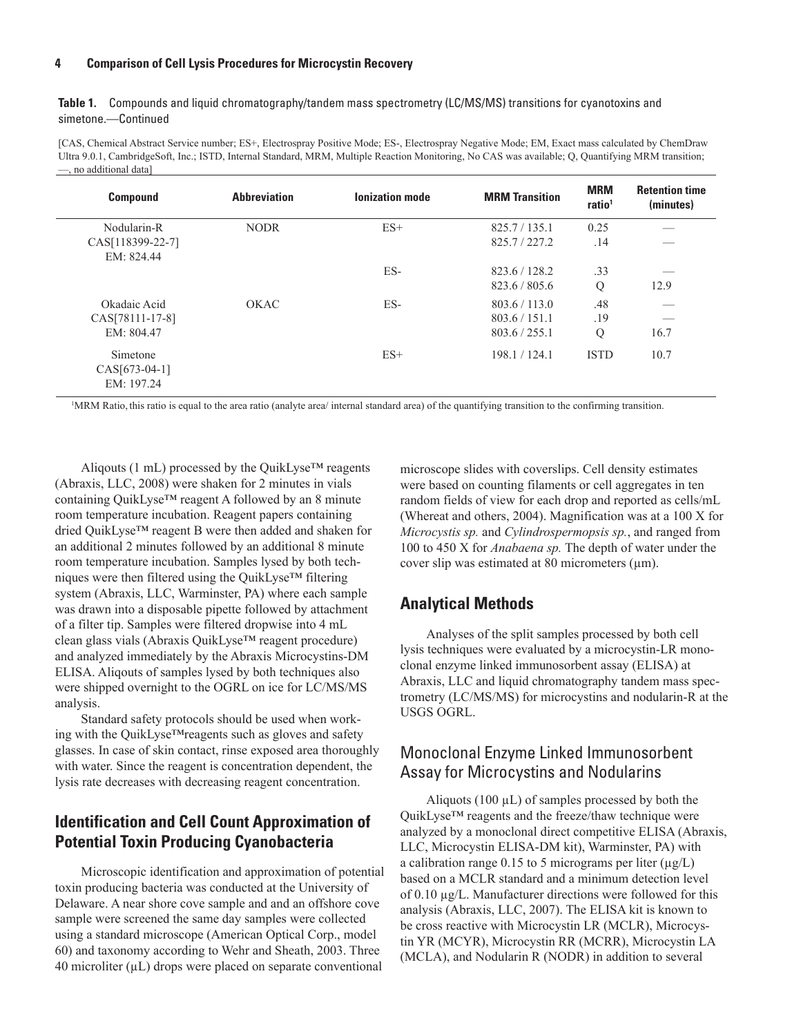**Table 1.** Compounds and liquid chromatography/tandem mass spectrometry (LC/MS/MS) transitions for cyanotoxins and simetone.—Continued

[CAS, Chemical Abstract Service number; ES+, Electrospray Positive Mode; ES-, Electrospray Negative Mode; EM, Exact mass calculated by ChemDraw Ultra 9.0.1, CambridgeSoft, Inc.; ISTD, Internal Standard, MRM, Multiple Reaction Monitoring, No CAS was available; Q, Quantifying MRM transition; —, no additional data]

| Compound | Abbreviation | Ionization mode | MRM Transition | MRM ratio[1] | Retention time (minutes) |
|---|---|---|---|---|---|
| Nodularin-R CAS[118399-22-7] EM: 824.44 | NODR | ES+ | 825.7 / 135.1 | 0.25 | — |
| | | | 825.7 / 227.2 | .14 | — |
| | | ES- | 823.6 / 128.2 | .33 | — |
| | | | 823.6 / 805.6 | Q | 12.9 |
| Okadaic Acid CAS[78111-17-8] EM: 804.47 | OKAC | ES- | 803.6 / 113.0 | .48 | — |
| | | | 803.6 / 151.1 | .19 | — |
| | | | 803.6 / 255.1 | Q | 16.7 |
| Simetone CAS[673-04-1] EM: 197.24 | | ES+ | 198.1 / 124.1 | ISTD | 10.7 |

[1]MRM Ratio, this ratio is equal to the area ratio (analyte area/ internal standard area) of the quantifying transition to the confirming transition.

Aliquots (1 mL) processed by the QuikLyse™ reagents (Abraxis, LLC, 2008) were shaken for 2 minutes in vials containing QuikLyse™ reagent A followed by an 8 minute room temperature incubation. Reagent papers containing dried QuikLyse™ reagent B were then added and shaken for an additional 2 minutes followed by an additional 8 minute room temperature incubation. Samples lysed by both techniques were then filtered using the QuikLyse™ filtering system (Abraxis, LLC, Warminster, PA) where each sample was drawn into a disposable pipette followed by attachment of a filter tip. Samples were filtered dropwise into 4 mL clean glass vials (Abraxis QuikLyse™ reagent procedure) and analyzed immediately by the Abraxis Microcystins-DM ELISA. Aliqouts of samples lysed by both techniques also were shipped overnight to the OGRL on ice for LC/MS/MS analysis.

Standard safety protocols should be used when working with the QuikLyse™reagents such as gloves and safety glasses. In case of skin contact, rinse exposed area thoroughly with water. Since the reagent is concentration dependent, the lysis rate decreases with decreasing reagent concentration.

## Identification and Cell Count Approximation of Potential Toxin Producing Cyanobacteria

Microscopic identification and approximation of potential toxin producing bacteria was conducted at the University of Delaware. A near shore cove sample and and an offshore cove sample were screened the same day samples were collected using a standard microscope (American Optical Corp., model 60) and taxonomy according to Wehr and Sheath, 2003. Three 40 microliter (µL) drops were placed on separate conventional microscope slides with coverslips. Cell density estimates were based on counting filaments or cell aggregates in ten random fields of view for each drop and reported as cells/mL (Whereat and others, 2004). Magnification was at a 100 X for *Microcystis sp.* and *Cylindrospermopsis sp.*, and ranged from 100 to 450 X for *Anabaena sp.* The depth of water under the cover slip was estimated at 80 micrometers (µm).

## Analytical Methods

Analyses of the split samples processed by both cell lysis techniques were evaluated by a microcystin-LR monoclonal enzyme linked immunosorbent assay (ELISA) at Abraxis, LLC and liquid chromatography tandem mass spectrometry (LC/MS/MS) for microcystins and nodularin-R at the USGS OGRL.

### Monoclonal Enzyme Linked Immunosorbent Assay for Microcystins and Nodularins

Aliquots (100 µL) of samples processed by both the QuikLyse™ reagents and the freeze/thaw technique were analyzed by a monoclonal direct competitive ELISA (Abraxis, LLC, Microcystin ELISA-DM kit), Warminster, PA) with a calibration range 0.15 to 5 micrograms per liter (µg/L) based on a MCLR standard and a minimum detection level of 0.10 µg/L. Manufacturer directions were followed for this analysis (Abraxis, LLC, 2007). The ELISA kit is known to be cross reactive with Microcystin LR (MCLR), Microcystin YR (MCYR), Microcystin RR (MCRR), Microcystin LA (MCLA), and Nodularin R (NODR) in addition to several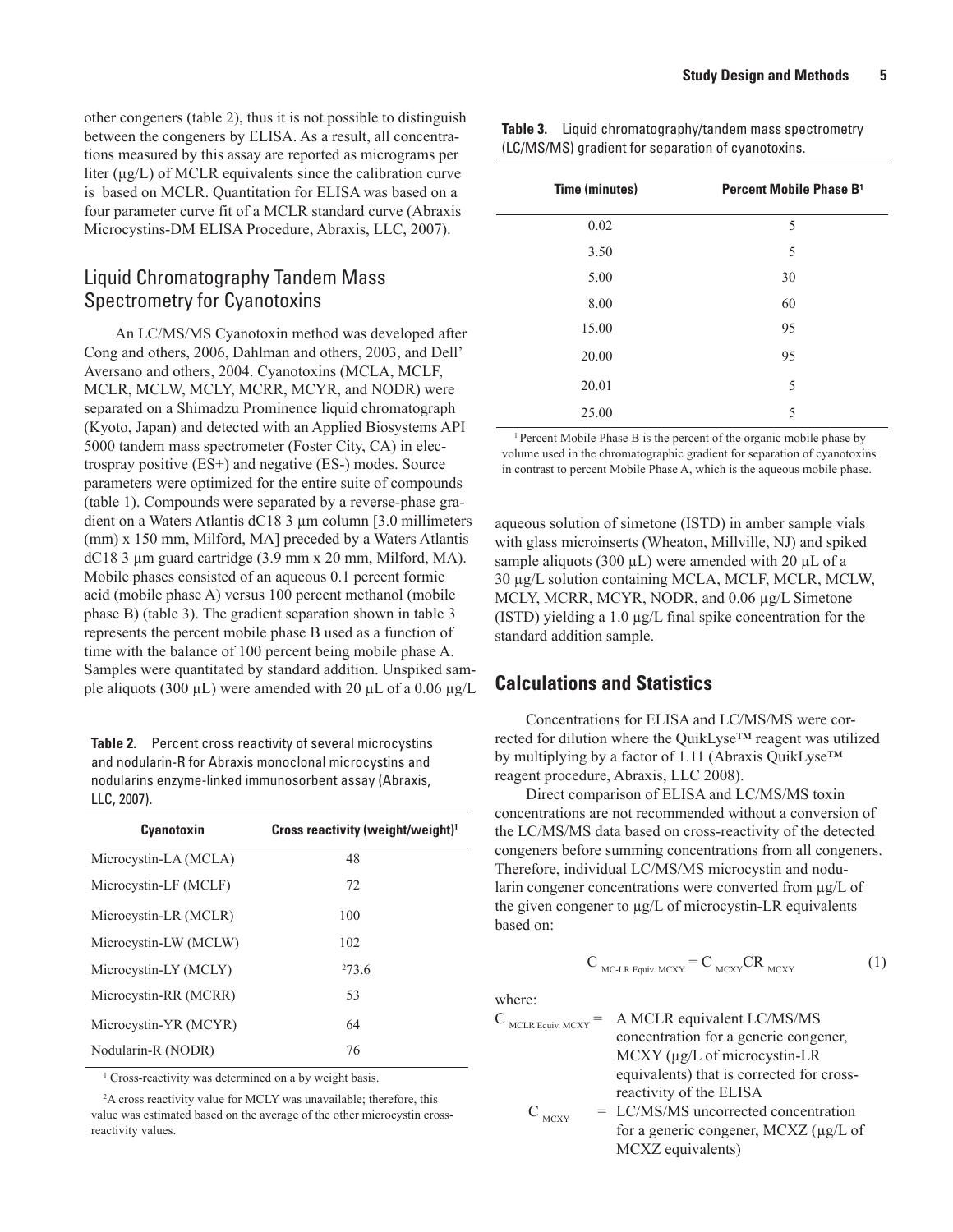other congeners (table 2), thus it is not possible to distinguish between the congeners by ELISA. As a result, all concentrations measured by this assay are reported as micrograms per liter (µg/L) of MCLR equivalents since the calibration curve is based on MCLR. Quantitation for ELISA was based on a four parameter curve fit of a MCLR standard curve (Abraxis Microcystins-DM ELISA Procedure, Abraxis, LLC, 2007).

## Liquid Chromatography Tandem Mass Spectrometry for Cyanotoxins

An LC/MS/MS Cyanotoxin method was developed after Cong and others, 2006, Dahlman and others, 2003, and Dell' Aversano and others, 2004. Cyanotoxins (MCLA, MCLF, MCLR, MCLW, MCLY, MCRR, MCYR, and NODR) were separated on a Shimadzu Prominence liquid chromatograph (Kyoto, Japan) and detected with an Applied Biosystems API 5000 tandem mass spectrometer (Foster City, CA) in electrospray positive (ES+) and negative (ES-) modes. Source parameters were optimized for the entire suite of compounds (table 1). Compounds were separated by a reverse-phase gradient on a Waters Atlantis dC18 3 µm column [3.0 millimeters (mm) x 150 mm, Milford, MA] preceded by a Waters Atlantis dC18 3 µm guard cartridge (3.9 mm x 20 mm, Milford, MA). Mobile phases consisted of an aqueous 0.1 percent formic acid (mobile phase A) versus 100 percent methanol (mobile phase B) (table 3). The gradient separation shown in table 3 represents the percent mobile phase B used as a function of time with the balance of 100 percent being mobile phase A. Samples were quantitated by standard addition. Unspiked sample aliquots (300 µL) were amended with 20 µL of a 0.06 µg/L aqueous solution of simetone (ISTD) in amber sample vials with glass microinserts (Wheaton, Millville, NJ) and spiked sample aliquots (300 µL) were amended with 20 µL of a 30 µg/L solution containing MCLA, MCLF, MCLR, MCLW, MCLY, MCRR, MCYR, NODR, and 0.06 µg/L Simetone (ISTD) yielding a 1.0 µg/L final spike concentration for the standard addition sample.

**Table 2.** Percent cross reactivity of several microcystins and nodularin-R for Abraxis monoclonal microcystins and nodularins enzyme-linked immunosorbent assay (Abraxis, LLC, 2007).

| Cyanotoxin | Cross reactivity (weight/weight)[1] |
|---|---|
| Microcystin-LA (MCLA) | 48 |
| Microcystin-LF (MCLF) | 72 |
| Microcystin-LR (MCLR) | 100 |
| Microcystin-LW (MCLW) | 102 |
| Microcystin-LY (MCLY) | [2]73.6 |
| Microcystin-RR (MCRR) | 53 |
| Microcystin-YR (MCYR) | 64 |
| Nodularin-R (NODR) | 76 |

[1] Cross-reactivity was determined on a by weight basis.

[2] A cross reactivity value for MCLY was unavailable; therefore, this value was estimated based on the average of the other microcystin cross-reactivity values.

**Table 3.** Liquid chromatography/tandem mass spectrometry (LC/MS/MS) gradient for separation of cyanotoxins.

| Time (minutes) | Percent Mobile Phase B[1] |
|---|---|
| 0.02 | 5 |
| 3.50 | 5 |
| 5.00 | 30 |
| 8.00 | 60 |
| 15.00 | 95 |
| 20.00 | 95 |
| 20.01 | 5 |
| 25.00 | 5 |

[1] Percent Mobile Phase B is the percent of the organic mobile phase by volume used in the chromatographic gradient for separation of cyanotoxins in contrast to percent Mobile Phase A, which is the aqueous mobile phase.

## Calculations and Statistics

Concentrations for ELISA and LC/MS/MS were corrected for dilution where the QuikLyse™ reagent was utilized by multiplying by a factor of 1.11 (Abraxis QuikLyse™ reagent procedure, Abraxis, LLC 2008).

Direct comparison of ELISA and LC/MS/MS toxin concentrations are not recommended without a conversion of the LC/MS/MS data based on cross-reactivity of the detected congeners before summing concentrations from all congeners. Therefore, individual LC/MS/MS microcystin and nodularin congener concentrations were converted from µg/L of the given congener to µg/L of microcystin-LR equivalents based on:

$$C_{\text{MC-LR Equiv. MCXY}} = C_{\text{MCXY}} CR_{\text{MCXY}} \quad (1)$$

where:

$C_{\text{MCLR Equiv. MCXY}}$ = A MCLR equivalent LC/MS/MS concentration for a generic congener, MCXY (µg/L of microcystin-LR equivalents) that is corrected for cross-reactivity of the ELISA

$C_{\text{MCXY}}$ = LC/MS/MS uncorrected concentration for a generic congener, MCXZ (µg/L of MCXZ equivalents)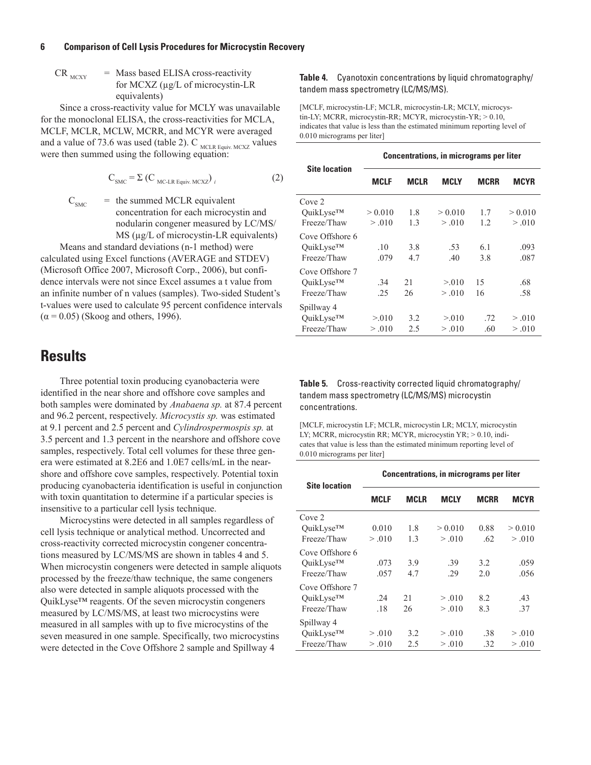$CR_{MCXY}$ = Mass based ELISA cross-reactivity for MCXZ (µg/L of microcystin-LR equivalents)

Since a cross-reactivity value for MCLY was unavailable for the monoclonal ELISA, the cross-reactivities for MCLA, MCLF, MCLR, MCLW, MCRR, and MCYR were averaged and a value of 73.6 was used (table 2). $C_{MCLR\ Equiv.\ MCXZ}$ values were then summed using the following equation:

$$C_{SMC} = \Sigma\left(C_{MC\text{-}LR\ Equiv.\ MCXZ}\right)_i \tag{2}$$

$C_{SMC}$ = the summed MCLR equivalent concentration for each microcystin and nodularin congener measured by LC/MS/MS (µg/L of microcystin-LR equivalents)

Means and standard deviations (n-1 method) were calculated using Excel functions (AVERAGE and STDEV) (Microsoft Office 2007, Microsoft Corp., 2006), but confidence intervals were not since Excel assumes a t value from an infinite number of n values (samples). Two-sided Student's t-values were used to calculate 95 percent confidence intervals ($\alpha = 0.05$) (Skoog and others, 1996).

**Table 4.** Cyanotoxin concentrations by liquid chromatography/tandem mass spectrometry (LC/MS/MS).

[MCLF, microcystin-LF; MCLR, microcystin-LR; MCLY, microcystin-LY; MCRR, microcystin-RR; MCYR, microcystin-YR; > 0.10, indicates that value is less than the estimated minimum reporting level of 0.010 micrograms per liter]

| Site location | Concentrations, in micrograms per liter | | | | |
|---|---|---|---|---|---|
| | **MCLF** | **MCLR** | **MCLY** | **MCRR** | **MCYR** |
| Cove 2 | | | | | |
| QuikLyse™ | > 0.010 | 1.8 | > 0.010 | 1.7 | > 0.010 |
| Freeze/Thaw | > .010 | 1.3 | > .010 | 1.2 | > .010 |
| Cove Offshore 6 | | | | | |
| QuikLyse™ | .10 | 3.8 | .53 | 6.1 | .093 |
| Freeze/Thaw | .079 | 4.7 | .40 | 3.8 | .087 |
| Cove Offshore 7 | | | | | |
| QuikLyse™ | .34 | 21 | >.010 | 15 | .68 |
| Freeze/Thaw | .25 | 26 | > .010 | 16 | .58 |
| Spillway 4 | | | | | |
| QuikLyse™ | >.010 | 3.2 | >.010 | .72 | > .010 |
| Freeze/Thaw | > .010 | 2.5 | > .010 | .60 | > .010 |

# Results

Three potential toxin producing cyanobacteria were identified in the near shore and offshore cove samples and both samples were dominated by *Anabaena sp.* at 87.4 percent and 96.2 percent, respectively. *Microcystis sp.* was estimated at 9.1 percent and 2.5 percent and *Cylindrospermospis sp.* at 3.5 percent and 1.3 percent in the nearshore and offshore cove samples, respectively. Total cell volumes for these three genera were estimated at 8.2E6 and 1.0E7 cells/mL in the nearshore and offshore cove samples, respectively. Potential toxin producing cyanobacteria identification is useful in conjunction with toxin quantitation to determine if a particular species is insensitive to a particular cell lysis technique.

Microcystins were detected in all samples regardless of cell lysis technique or analytical method. Uncorrected and cross-reactivity corrected microcystin congener concentrations measured by LC/MS/MS are shown in tables 4 and 5. When microcystin congeners were detected in sample aliquots processed by the freeze/thaw technique, the same congeners also were detected in sample aliquots processed with the QuikLyse™ reagents. Of the seven microcystin congeners measured by LC/MS/MS, at least two microcystins were measured in all samples with up to five microcystins of the seven measured in one sample. Specifically, two microcystins were detected in the Cove Offshore 2 sample and Spillway 4

**Table 5.** Cross-reactivity corrected liquid chromatography/tandem mass spectrometry (LC/MS/MS) microcystin concentrations.

[MCLF, microcystin LF; MCLR, microcystin LR; MCLY, microcystin LY; MCRR, microcystin RR; MCYR, microcystin YR; > 0.10, indicates that value is less than the estimated minimum reporting level of 0.010 micrograms per liter]

| Site location | Concentrations, in micrograms per liter | | | | |
|---|---|---|---|---|---|
| | **MCLF** | **MCLR** | **MCLY** | **MCRR** | **MCYR** |
| Cove 2 | | | | | |
| QuikLyse™ | 0.010 | 1.8 | > 0.010 | 0.88 | > 0.010 |
| Freeze/Thaw | > .010 | 1.3 | > .010 | .62 | > .010 |
| Cove Offshore 6 | | | | | |
| QuikLyse™ | .073 | 3.9 | .39 | 3.2 | .059 |
| Freeze/Thaw | .057 | 4.7 | .29 | 2.0 | .056 |
| Cove Offshore 7 | | | | | |
| QuikLyse™ | .24 | 21 | > .010 | 8.2 | .43 |
| Freeze/Thaw | .18 | 26 | > .010 | 8.3 | .37 |
| Spillway 4 | | | | | |
| QuikLyse™ | > .010 | 3.2 | > .010 | .38 | > .010 |
| Freeze/Thaw | > .010 | 2.5 | > .010 | .32 | > .010 |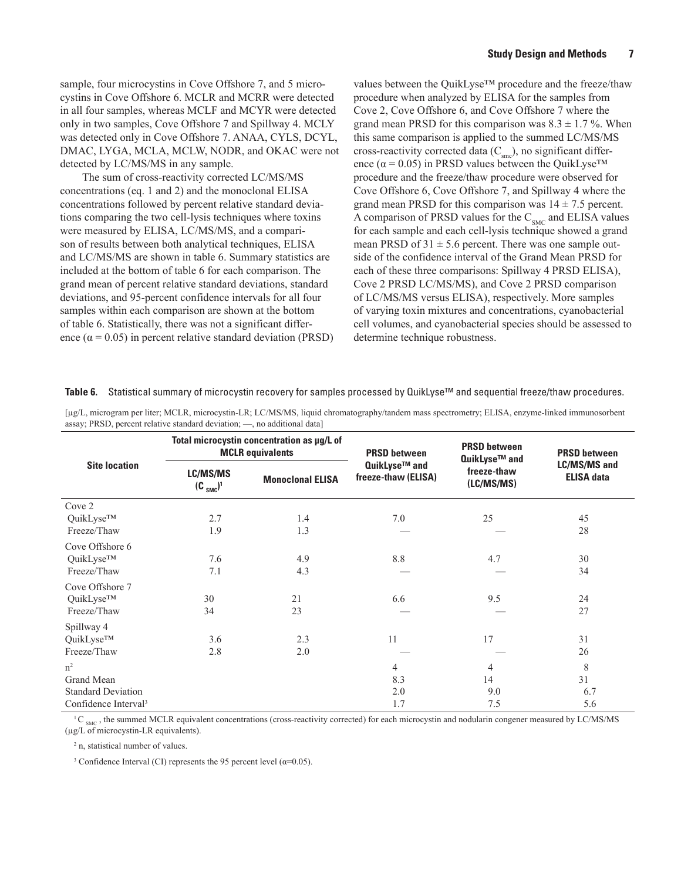sample, four microcystins in Cove Offshore 7, and 5 microcystins in Cove Offshore 6. MCLR and MCRR were detected in all four samples, whereas MCLF and MCYR were detected only in two samples, Cove Offshore 7 and Spillway 4. MCLY was detected only in Cove Offshore 7. ANAA, CYLS, DCYL, DMAC, LYGA, MCLA, MCLW, NODR, and OKAC were not detected by LC/MS/MS in any sample.

The sum of cross-reactivity corrected LC/MS/MS concentrations (eq. 1 and 2) and the monoclonal ELISA concentrations followed by percent relative standard deviations comparing the two cell-lysis techniques where toxins were measured by ELISA, LC/MS/MS, and a comparison of results between both analytical techniques, ELISA and LC/MS/MS are shown in table 6. Summary statistics are included at the bottom of table 6 for each comparison. The grand mean of percent relative standard deviations, standard deviations, and 95-percent confidence intervals for all four samples within each comparison are shown at the bottom of table 6. Statistically, there was not a significant difference ($\alpha = 0.05$) in percent relative standard deviation (PRSD) values between the QuikLyse™ procedure and the freeze/thaw procedure when analyzed by ELISA for the samples from Cove 2, Cove Offshore 6, and Cove Offshore 7 where the grand mean PRSD for this comparison was $8.3 \pm 1.7$ %. When this same comparison is applied to the summed LC/MS/MS cross-reactivity corrected data ($C_{smc}$), no significant difference ($\alpha = 0.05$) in PRSD values between the QuikLyse™ procedure and the freeze/thaw procedure were observed for Cove Offshore 6, Cove Offshore 7, and Spillway 4 where the grand mean PRSD for this comparison was $14 \pm 7.5$ percent. A comparison of PRSD values for the $C_{SMC}$ and ELISA values for each sample and each cell-lysis technique showed a grand mean PRSD of $31 \pm 5.6$ percent. There was one sample outside of the confidence interval of the Grand Mean PRSD for each of these three comparisons: Spillway 4 PRSD ELISA), Cove 2 PRSD LC/MS/MS), and Cove 2 PRSD comparison of LC/MS/MS versus ELISA), respectively. More samples of varying toxin mixtures and concentrations, cyanobacterial cell volumes, and cyanobacterial species should be assessed to determine technique robustness.

**Table 6.** Statistical summary of microcystin recovery for samples processed by QuikLyse™ and sequential freeze/thaw procedures.

[µg/L, microgram per liter; MCLR, microcystin-LR; LC/MS/MS, liquid chromatography/tandem mass spectrometry; ELISA, enzyme-linked immunosorbent assay; PRSD, percent relative standard deviation; —, no additional data]

| Site location | Total microcystin concentration as µg/L of MCLR equivalents | | PRSD between QuikLyse™ and freeze-thaw (ELISA) | PRSD between QuikLyse™ and freeze-thaw (LC/MS/MS) | PRSD between LC/MS/MS and ELISA data |
|---|---|---|---|---|---|
| | LC/MS/MS ($C_{SMC}$)[1] | Monoclonal ELISA | | | |
| Cove 2 | | | | | |
| QuikLyse™ | 2.7 | 1.4 | 7.0 | 25 | 45 |
| Freeze/Thaw | 1.9 | 1.3 | — | — | 28 |
| Cove Offshore 6 | | | | | |
| QuikLyse™ | 7.6 | 4.9 | 8.8 | 4.7 | 30 |
| Freeze/Thaw | 7.1 | 4.3 | — | — | 34 |
| Cove Offshore 7 | | | | | |
| QuikLyse™ | 30 | 21 | 6.6 | 9.5 | 24 |
| Freeze/Thaw | 34 | 23 | — | — | 27 |
| Spillway 4 | | | | | |
| QuikLyse™ | 3.6 | 2.3 | 11 | 17 | 31 |
| Freeze/Thaw | 2.8 | 2.0 | — | — | 26 |
| n[2] | | | 4 | 4 | 8 |
| Grand Mean | | | 8.3 | 14 | 31 |
| Standard Deviation | | | 2.0 | 9.0 | 6.7 |
| Confidence Interval[3] | | | 1.7 | 7.5 | 5.6 |

[1] $C_{SMC}$, the summed MCLR equivalent concentrations (cross-reactivity corrected) for each microcystin and nodularin congener measured by LC/MS/MS (µg/L of microcystin-LR equivalents).

[2] n, statistical number of values.

[3] Confidence Interval (CI) represents the 95 percent level ($\alpha$=0.05).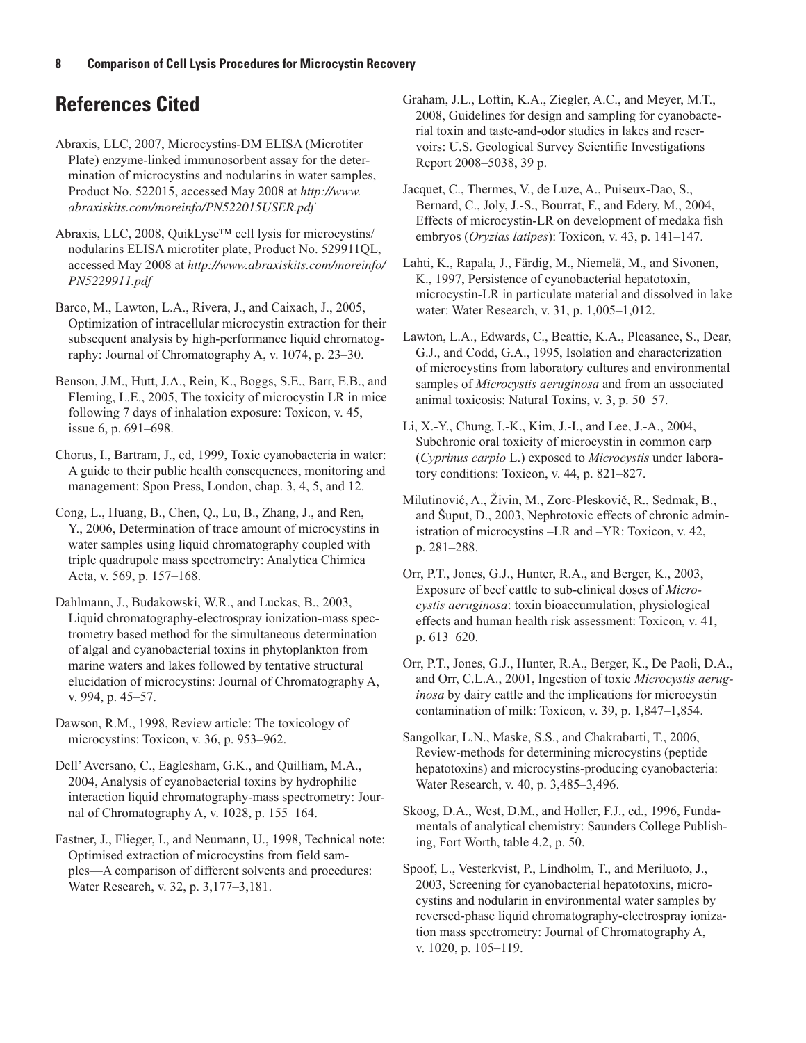## References Cited

Abraxis, LLC, 2007, Microcystins-DM ELISA (Microtiter Plate) enzyme-linked immunosorbent assay for the determination of microcystins and nodularins in water samples, Product No. 522015, accessed May 2008 at *http://www.abraxiskits.com/moreinfo/PN522015USER.pdf*

Abraxis, LLC, 2008, QuikLyse™ cell lysis for microcystins/nodularins ELISA microtiter plate, Product No. 529911QL, accessed May 2008 at *http://www.abraxiskits.com/moreinfo/PN5229911.pdf*

Barco, M., Lawton, L.A., Rivera, J., and Caixach, J., 2005, Optimization of intracellular microcystin extraction for their subsequent analysis by high-performance liquid chromatography: Journal of Chromatography A, v. 1074, p. 23–30.

Benson, J.M., Hutt, J.A., Rein, K., Boggs, S.E., Barr, E.B., and Fleming, L.E., 2005, The toxicity of microcystin LR in mice following 7 days of inhalation exposure: Toxicon, v. 45, issue 6, p. 691–698.

Chorus, I., Bartram, J., ed, 1999, Toxic cyanobacteria in water: A guide to their public health consequences, monitoring and management: Spon Press, London, chap. 3, 4, 5, and 12.

Cong, L., Huang, B., Chen, Q., Lu, B., Zhang, J., and Ren, Y., 2006, Determination of trace amount of microcystins in water samples using liquid chromatography coupled with triple quadrupole mass spectrometry: Analytica Chimica Acta, v. 569, p. 157–168.

Dahlmann, J., Budakowski, W.R., and Luckas, B., 2003, Liquid chromatography-electrospray ionization-mass spectrometry based method for the simultaneous determination of algal and cyanobacterial toxins in phytoplankton from marine waters and lakes followed by tentative structural elucidation of microcystins: Journal of Chromatography A, v. 994, p. 45–57.

Dawson, R.M., 1998, Review article: The toxicology of microcystins: Toxicon, v. 36, p. 953–962.

Dell' Aversano, C., Eaglesham, G.K., and Quilliam, M.A., 2004, Analysis of cyanobacterial toxins by hydrophilic interaction liquid chromatography-mass spectrometry: Journal of Chromatography A, v. 1028, p. 155–164.

Fastner, J., Flieger, I., and Neumann, U., 1998, Technical note: Optimised extraction of microcystins from field samples—A comparison of different solvents and procedures: Water Research, v. 32, p. 3,177–3,181.

Graham, J.L., Loftin, K.A., Ziegler, A.C., and Meyer, M.T., 2008, Guidelines for design and sampling for cyanobacterial toxin and taste-and-odor studies in lakes and reservoirs: U.S. Geological Survey Scientific Investigations Report 2008–5038, 39 p.

Jacquet, C., Thermes, V., de Luze, A., Puiseux-Dao, S., Bernard, C., Joly, J.-S., Bourrat, F., and Edery, M., 2004, Effects of microcystin-LR on development of medaka fish embryos (*Oryzias latipes*): Toxicon, v. 43, p. 141–147.

Lahti, K., Rapala, J., Färdig, M., Niemelä, M., and Sivonen, K., 1997, Persistence of cyanobacterial hepatotoxin, microcystin-LR in particulate material and dissolved in lake water: Water Research, v. 31, p. 1,005–1,012.

Lawton, L.A., Edwards, C., Beattie, K.A., Pleasance, S., Dear, G.J., and Codd, G.A., 1995, Isolation and characterization of microcystins from laboratory cultures and environmental samples of *Microcystis aeruginosa* and from an associated animal toxicosis: Natural Toxins, v. 3, p. 50–57.

Li, X.-Y., Chung, I.-K., Kim, J.-I., and Lee, J.-A., 2004, Subchronic oral toxicity of microcystin in common carp (*Cyprinus carpio* L.) exposed to *Microcystis* under laboratory conditions: Toxicon, v. 44, p. 821–827.

Milutinović, A., Živin, M., Zorc-Pleskovič, R., Sedmak, B., and Šuput, D., 2003, Nephrotoxic effects of chronic administration of microcystins –LR and –YR: Toxicon, v. 42, p. 281–288.

Orr, P.T., Jones, G.J., Hunter, R.A., and Berger, K., 2003, Exposure of beef cattle to sub-clinical doses of *Microcystis aeruginosa*: toxin bioaccumulation, physiological effects and human health risk assessment: Toxicon, v. 41, p. 613–620.

Orr, P.T., Jones, G.J., Hunter, R.A., Berger, K., De Paoli, D.A., and Orr, C.L.A., 2001, Ingestion of toxic *Microcystis aeruginosa* by dairy cattle and the implications for microcystin contamination of milk: Toxicon, v. 39, p. 1,847–1,854.

Sangolkar, L.N., Maske, S.S., and Chakrabarti, T., 2006, Review-methods for determining microcystins (peptide hepatotoxins) and microcystins-producing cyanobacteria: Water Research, v. 40, p. 3,485–3,496.

Skoog, D.A., West, D.M., and Holler, F.J., ed., 1996, Fundamentals of analytical chemistry: Saunders College Publishing, Fort Worth, table 4.2, p. 50.

Spoof, L., Vesterkvist, P., Lindholm, T., and Meriluoto, J., 2003, Screening for cyanobacterial hepatotoxins, microcystins and nodularin in environmental water samples by reversed-phase liquid chromatography-electrospray ionization mass spectrometry: Journal of Chromatography A, v. 1020, p. 105–119.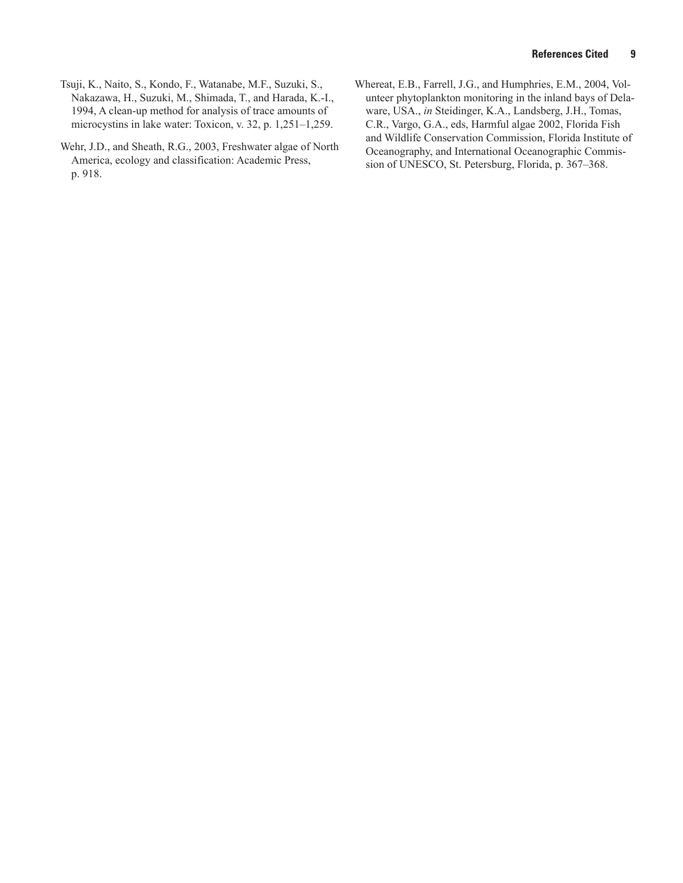Tsuji, K., Naito, S., Kondo, F., Watanabe, M.F., Suzuki, S., Nakazawa, H., Suzuki, M., Shimada, T., and Harada, K.-I., 1994, A clean-up method for analysis of trace amounts of microcystins in lake water: Toxicon, v. 32, p. 1,251–1,259.

Wehr, J.D., and Sheath, R.G., 2003, Freshwater algae of North America, ecology and classification: Academic Press, p. 918.

Whereat, E.B., Farrell, J.G., and Humphries, E.M., 2004, Volunteer phytoplankton monitoring in the inland bays of Delaware, USA., *in* Steidinger, K.A., Landsberg, J.H., Tomas, C.R., Vargo, G.A., eds, Harmful algae 2002, Florida Fish and Wildlife Conservation Commission, Florida Institute of Oceanography, and International Oceanographic Commission of UNESCO, St. Petersburg, Florida, p. 367–368.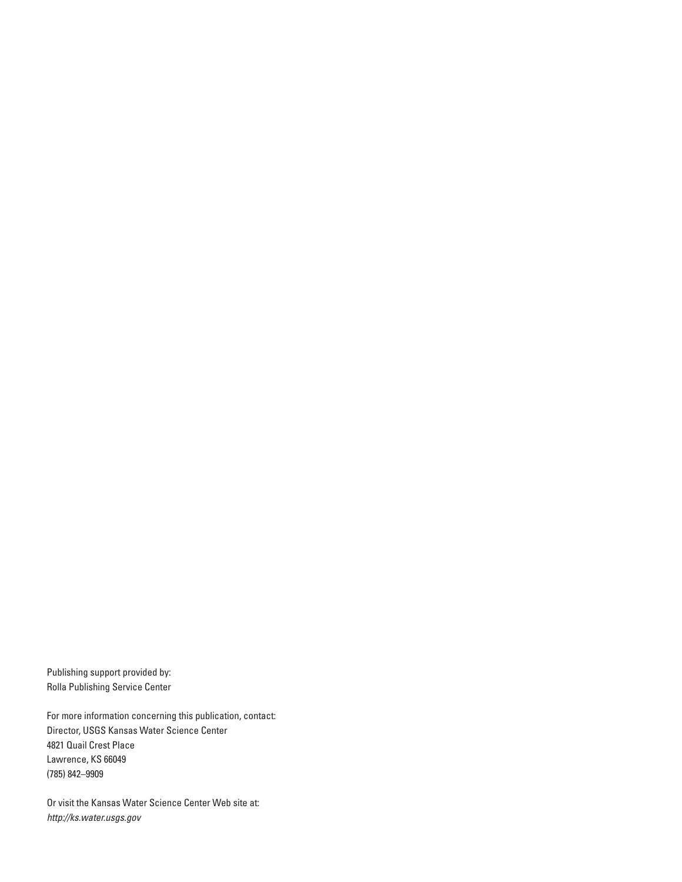Publishing support provided by:
Rolla Publishing Service Center

For more information concerning this publication, contact:
Director, USGS Kansas Water Science Center
4821 Quail Crest Place
Lawrence, KS 66049
(785) 842–9909

Or visit the Kansas Water Science Center Web site at:
*http://ks.water.usgs.gov*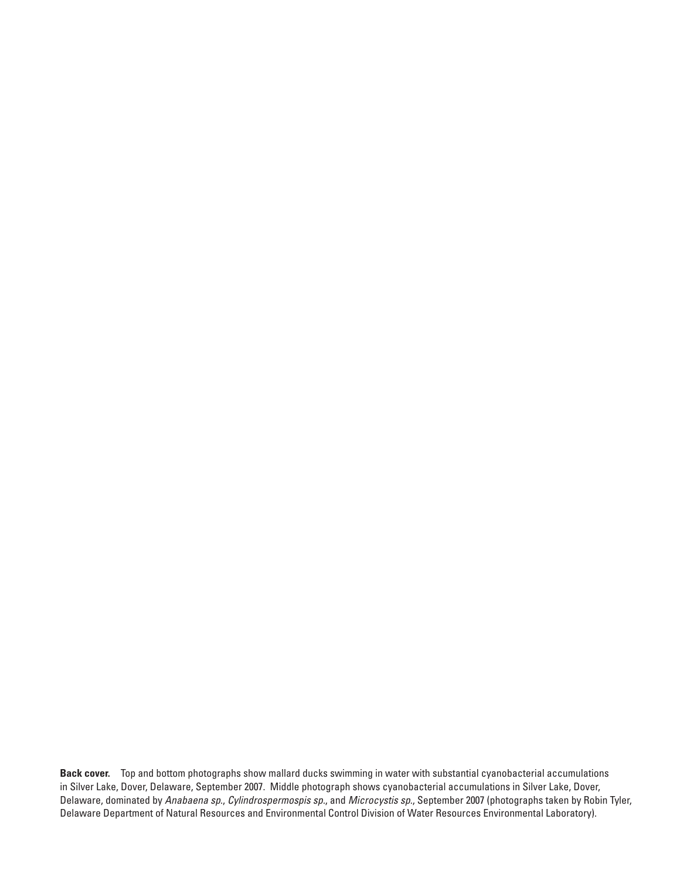**Back cover.** Top and bottom photographs show mallard ducks swimming in water with substantial cyanobacterial accumulations in Silver Lake, Dover, Delaware, September 2007. Middle photograph shows cyanobacterial accumulations in Silver Lake, Dover, Delaware, dominated by *Anabaena sp.*, *Cylindrospermospis sp.*, and *Microcystis sp.*, September 2007 (photographs taken by Robin Tyler, Delaware Department of Natural Resources and Environmental Control Division of Water Resources Environmental Laboratory).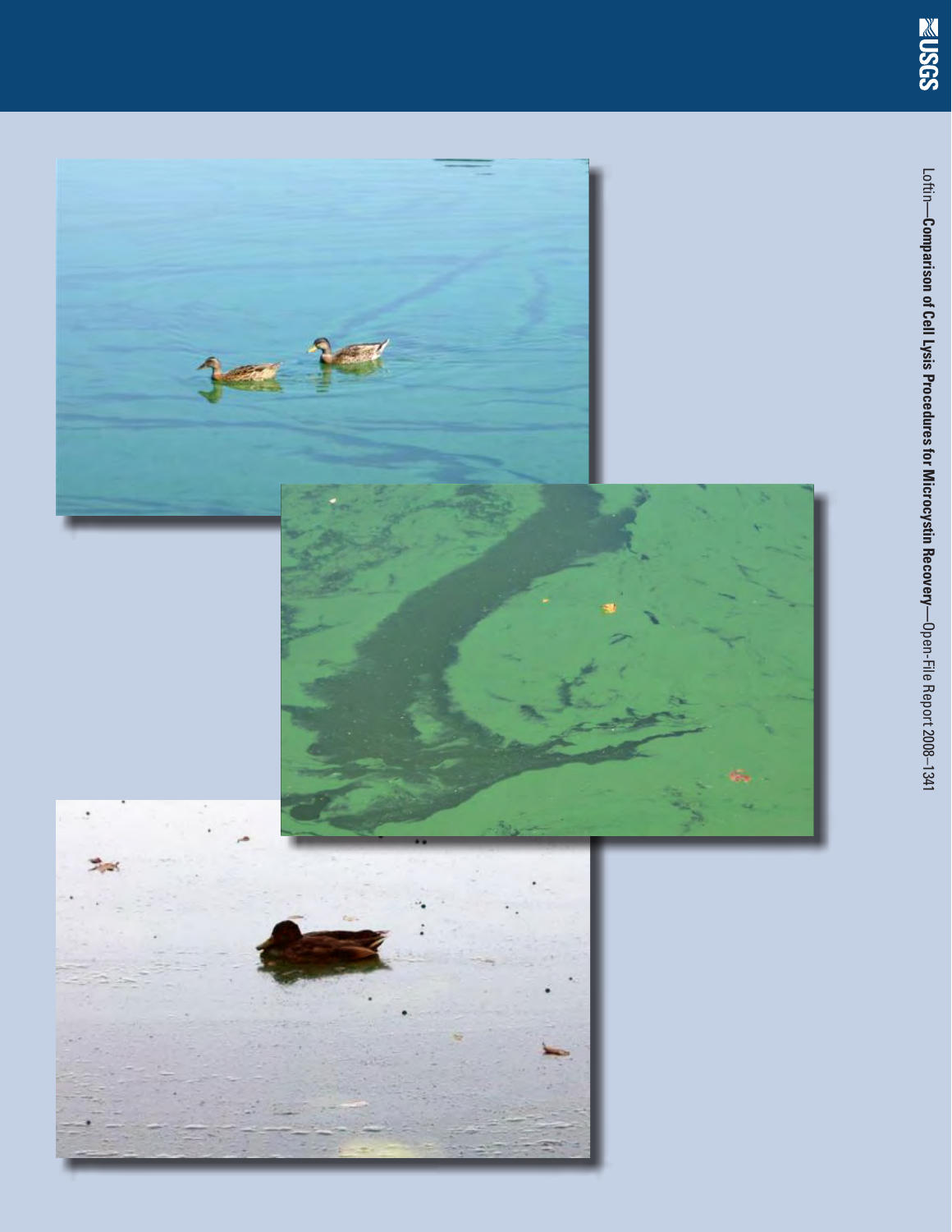Loftin—**Comparison of Cell Lysis Procedures for Microcystin Recovery**—Open-File Report 2008–1341